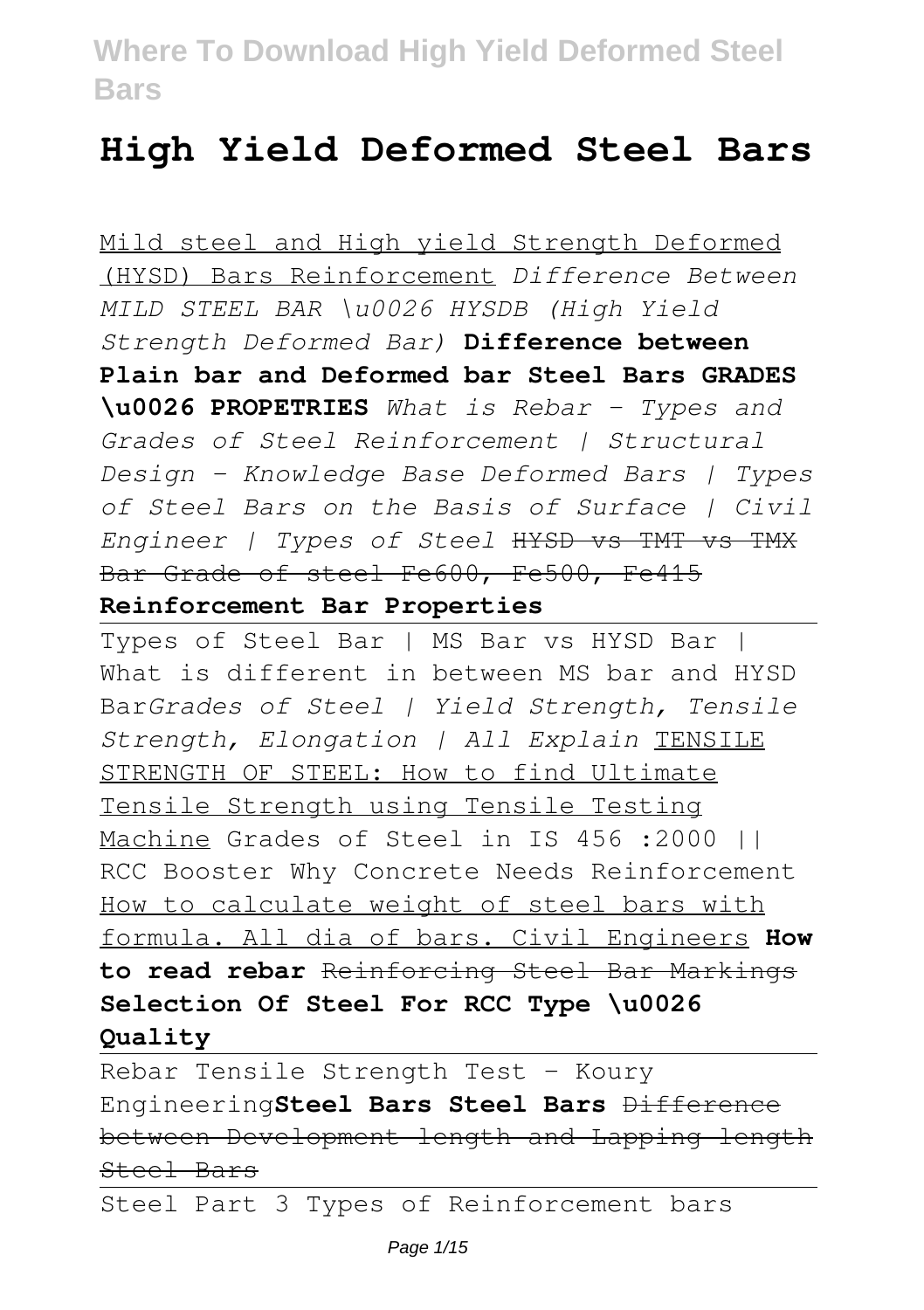# High Yield Deformed Steel Bars

Mild steel and High yield Strength Deformed (HYSD) Bars Reinforcement *Difference Between MILD STEEL BAR \u0026 HYSDB (High Yield Strength Deformed Bar)* **Difference between Plain bar and Deformed bar Steel Bars GRADES \u0026 PROPETRIES** *What is Rebar - Types and Grades of Steel Reinforcement | Structural Design - Knowledge Base Deformed Bars | Types of Steel Bars on the Basis of Surface | Civil Engineer | Types of Steel* ~~HYSD vs TMT vs TMX Bar Grade of steel Fe600, Fe500, Fe415~~

**Reinforcement Bar Properties**

Types of Steel Bar | MS Bar vs HYSD Bar | What is different in between MS bar and HYSD Bar*Grades of Steel | Yield Strength, Tensile Strength, Elongation | All Explain* TENSILE STRENGTH OF STEEL: How to find Ultimate Tensile Strength using Tensile Testing Machine Grades of Steel in IS 456 :2000 || RCC Booster Why Concrete Needs Reinforcement How to calculate weight of steel bars with formula. All dia of bars. Civil Engineers **How to read rebar** ~~Reinforcing Steel Bar Markings~~ **Selection Of Steel For RCC Type \u0026 Quality**

Rebar Tensile Strength Test - Koury Engineering**Steel Bars Steel Bars** ~~Difference between Development length and Lapping length Steel Bars~~

Steel Part 3 Types of Reinforcement bars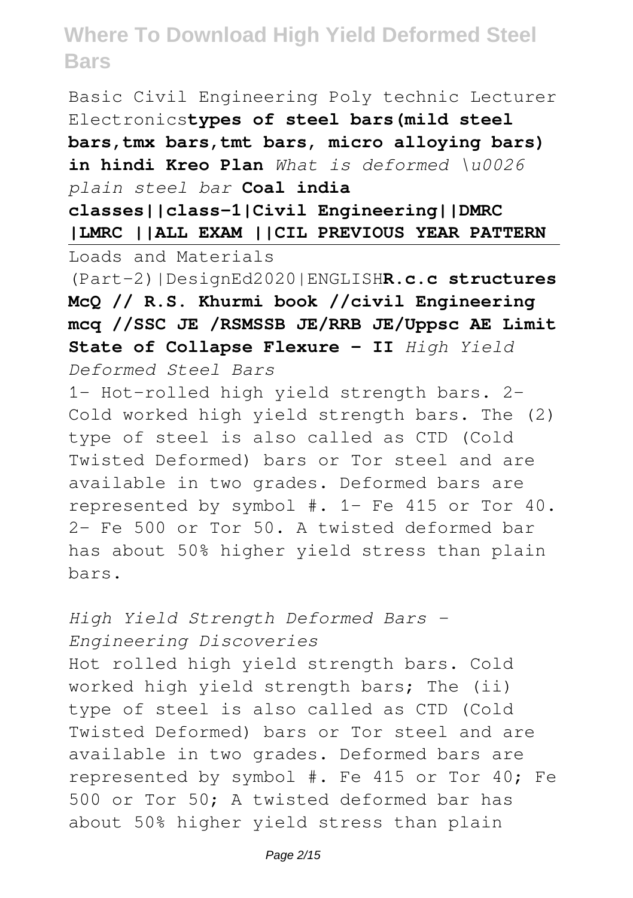Basic Civil Engineering Poly technic Lecturer Electronics**types of steel bars(mild steel bars,tmx bars,tmt bars, micro alloying bars) in hindi Kreo Plan** *What is deformed \u0026 plain steel bar* **Coal india classes||class-1|Civil Engineering||DMRC |LMRC ||ALL EXAM ||CIL PREVIOUS YEAR PATTERN**

Loads and Materials (Part-2)|DesignEd2020|ENGLISH**R.c.c structures McQ // R.S. Khurmi book //civil Engineering mcq //SSC JE /RSMSSB JE/RRB JE/Uppsc AE Limit State of Collapse Flexure - II** *High Yield Deformed Steel Bars*

1- Hot-rolled high yield strength bars. 2- Cold worked high yield strength bars. The (2) type of steel is also called as CTD (Cold Twisted Deformed) bars or Tor steel and are available in two grades. Deformed bars are represented by symbol #. 1- Fe 415 or Tor 40. 2- Fe 500 or Tor 50. A twisted deformed bar has about 50% higher yield stress than plain bars.

*High Yield Strength Deformed Bars - Engineering Discoveries*

Hot rolled high yield strength bars. Cold worked high yield strength bars; The (ii) type of steel is also called as CTD (Cold Twisted Deformed) bars or Tor steel and are available in two grades. Deformed bars are represented by symbol #. Fe 415 or Tor 40; Fe 500 or Tor 50; A twisted deformed bar has about 50% higher yield stress than plain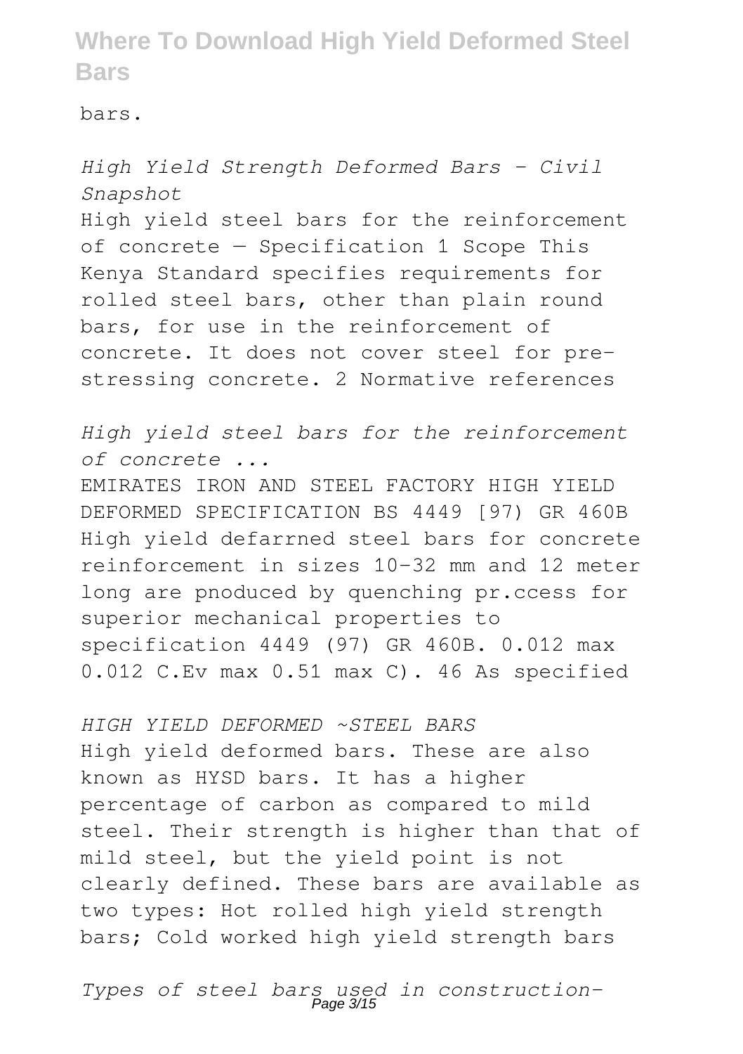bars.

*High Yield Strength Deformed Bars - Civil Snapshot*

High yield steel bars for the reinforcement of concrete — Specification 1 Scope This Kenya Standard specifies requirements for rolled steel bars, other than plain round bars, for use in the reinforcement of concrete. It does not cover steel for pre-stressing concrete. 2 Normative references

*High yield steel bars for the reinforcement of concrete ...*

EMIRATES IRON AND STEEL FACTORY HIGH YIELD DEFORMED SPECIFICATION BS 4449 [97) GR 460B High yield defarrned steel bars for concrete reinforcement in sizes 10-32 mm and 12 meter long are pnoduced by quenching pr.ccess for superior mechanical properties to specification 4449 (97) GR 460B. 0.012 max 0.012 C.Ev max 0.51 max C). 46 As specified

*HIGH YIELD DEFORMED ~STEEL BARS*

High yield deformed bars. These are also known as HYSD bars. It has a higher percentage of carbon as compared to mild steel. Their strength is higher than that of mild steel, but the yield point is not clearly defined. These bars are available as two types: Hot rolled high yield strength bars; Cold worked high yield strength bars

*Types of steel bars used in construction-*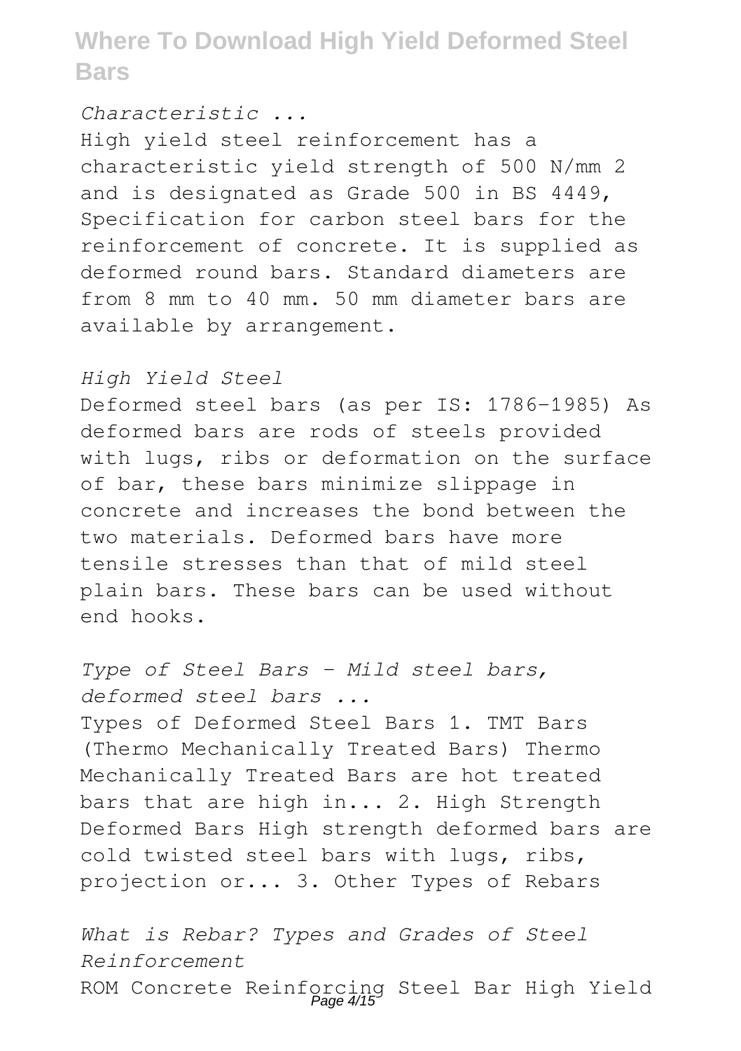*Characteristic ...*

High yield steel reinforcement has a characteristic yield strength of 500 N/mm 2 and is designated as Grade 500 in BS 4449, Specification for carbon steel bars for the reinforcement of concrete. It is supplied as deformed round bars. Standard diameters are from 8 mm to 40 mm. 50 mm diameter bars are available by arrangement.

*High Yield Steel*

Deformed steel bars (as per IS: 1786-1985) As deformed bars are rods of steels provided with lugs, ribs or deformation on the surface of bar, these bars minimize slippage in concrete and increases the bond between the two materials. Deformed bars have more tensile stresses than that of mild steel plain bars. These bars can be used without end hooks.

*Type of Steel Bars - Mild steel bars, deformed steel bars ...*

Types of Deformed Steel Bars 1. TMT Bars (Thermo Mechanically Treated Bars) Thermo Mechanically Treated Bars are hot treated bars that are high in... 2. High Strength Deformed Bars High strength deformed bars are cold twisted steel bars with lugs, ribs, projection or... 3. Other Types of Rebars

*What is Rebar? Types and Grades of Steel Reinforcement*

ROM Concrete Reinforcing Steel Bar High Yield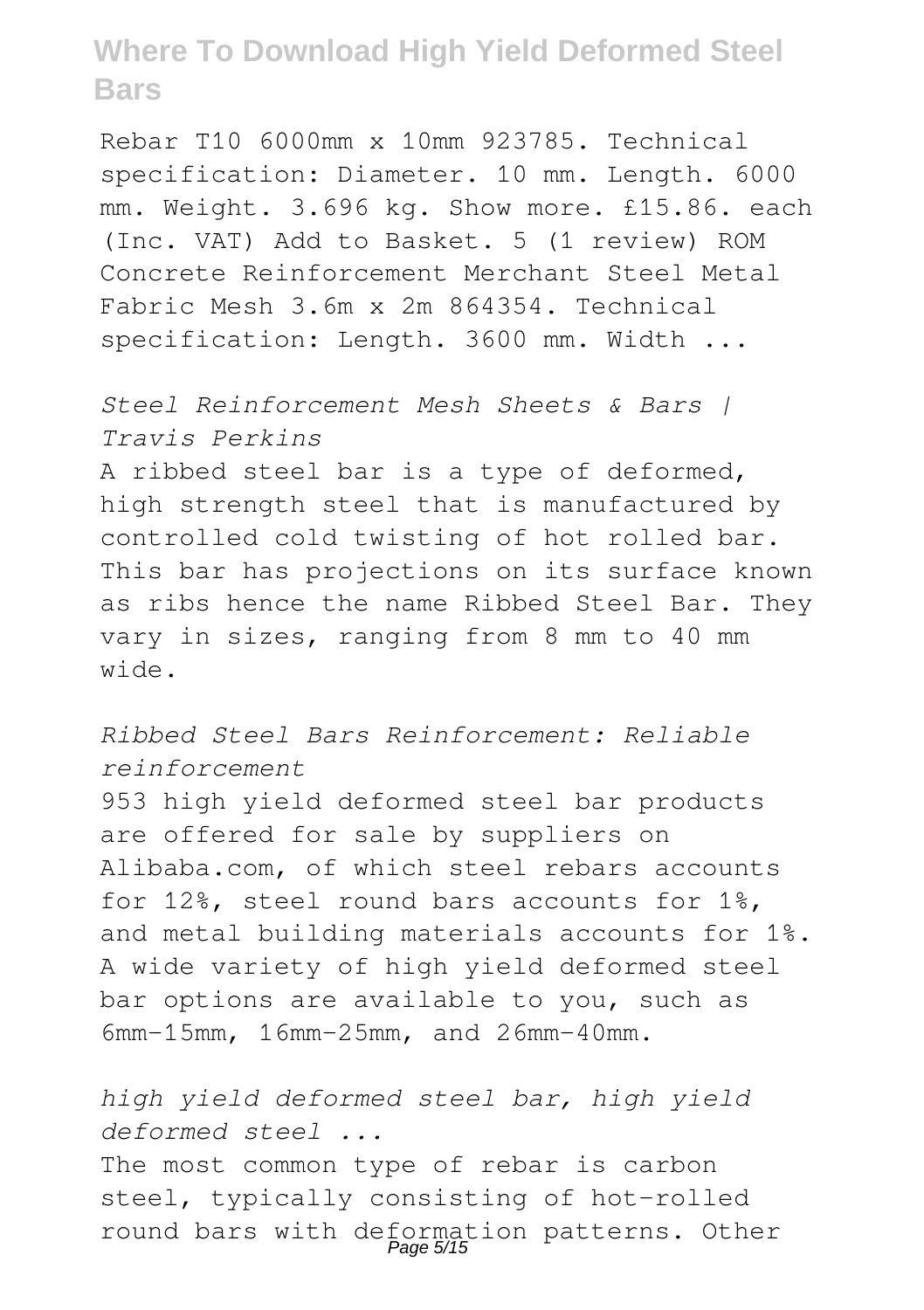Rebar T10 6000mm x 10mm 923785. Technical specification: Diameter. 10 mm. Length. 6000 mm. Weight. 3.696 kg. Show more. £15.86. each (Inc. VAT) Add to Basket. 5 (1 review) ROM Concrete Reinforcement Merchant Steel Metal Fabric Mesh 3.6m x 2m 864354. Technical specification: Length. 3600 mm. Width ...

*Steel Reinforcement Mesh Sheets & Bars | Travis Perkins*

A ribbed steel bar is a type of deformed, high strength steel that is manufactured by controlled cold twisting of hot rolled bar. This bar has projections on its surface known as ribs hence the name Ribbed Steel Bar. They vary in sizes, ranging from 8 mm to 40 mm wide.

*Ribbed Steel Bars Reinforcement: Reliable reinforcement*

953 high yield deformed steel bar products are offered for sale by suppliers on Alibaba.com, of which steel rebars accounts for 12%, steel round bars accounts for 1%, and metal building materials accounts for 1%. A wide variety of high yield deformed steel bar options are available to you, such as 6mm-15mm, 16mm-25mm, and 26mm-40mm.

*high yield deformed steel bar, high yield deformed steel ...*

The most common type of rebar is carbon steel, typically consisting of hot-rolled round bars with deformation patterns. Other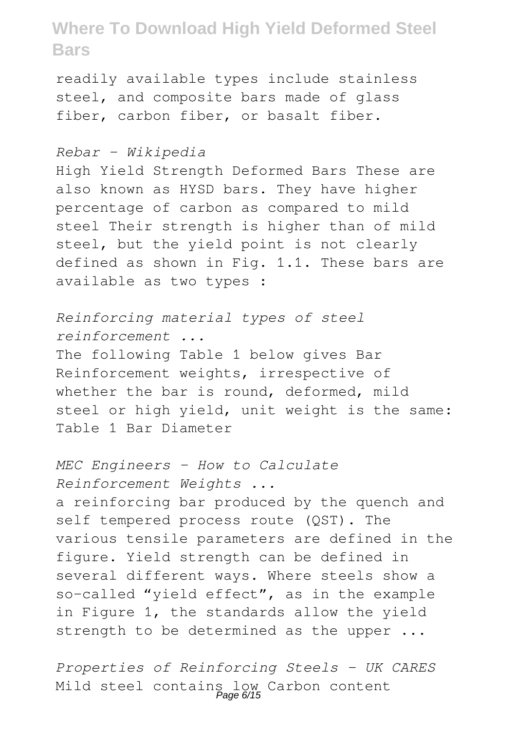readily available types include stainless steel, and composite bars made of glass fiber, carbon fiber, or basalt fiber.

*Rebar - Wikipedia*

High Yield Strength Deformed Bars These are also known as HYSD bars. They have higher percentage of carbon as compared to mild steel Their strength is higher than of mild steel, but the yield point is not clearly defined as shown in Fig. 1.1. These bars are available as two types :

*Reinforcing material types of steel reinforcement ...*

The following Table 1 below gives Bar Reinforcement weights, irrespective of whether the bar is round, deformed, mild steel or high yield, unit weight is the same: Table 1 Bar Diameter

*MEC Engineers - How to Calculate Reinforcement Weights ...*

a reinforcing bar produced by the quench and self tempered process route (QST). The various tensile parameters are defined in the figure. Yield strength can be defined in several different ways. Where steels show a so-called "yield effect", as in the example in Figure 1, the standards allow the yield strength to be determined as the upper ...

*Properties of Reinforcing Steels - UK CARES*

Mild steel contains low Carbon content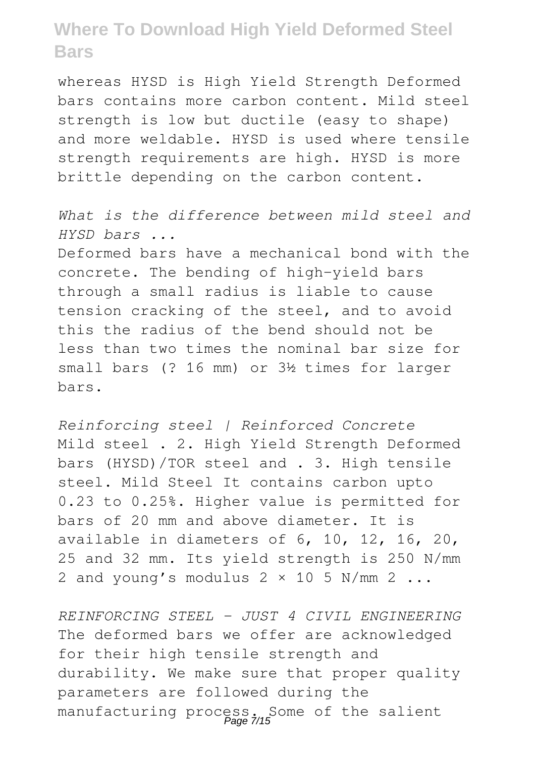whereas HYSD is High Yield Strength Deformed bars contains more carbon content. Mild steel strength is low but ductile (easy to shape) and more weldable. HYSD is used where tensile strength requirements are high. HYSD is more brittle depending on the carbon content.

*What is the difference between mild steel and HYSD bars ...*

Deformed bars have a mechanical bond with the concrete. The bending of high-yield bars through a small radius is liable to cause tension cracking of the steel, and to avoid this the radius of the bend should not be less than two times the nominal bar size for small bars (? 16 mm) or 3½ times for larger bars.

*Reinforcing steel | Reinforced Concrete*

Mild steel . 2. High Yield Strength Deformed bars (HYSD)/TOR steel and . 3. High tensile steel. Mild Steel It contains carbon upto 0.23 to 0.25%. Higher value is permitted for bars of 20 mm and above diameter. It is available in diameters of 6, 10, 12, 16, 20, 25 and 32 mm. Its yield strength is 250 $N/mm^2$ and young's modulus $2 \times 10^5$ $N/mm^2$ ...

*REINFORCING STEEL - JUST 4 CIVIL ENGINEERING*

The deformed bars we offer are acknowledged for their high tensile strength and durability. We make sure that proper quality parameters are followed during the manufacturing process. Some of the salient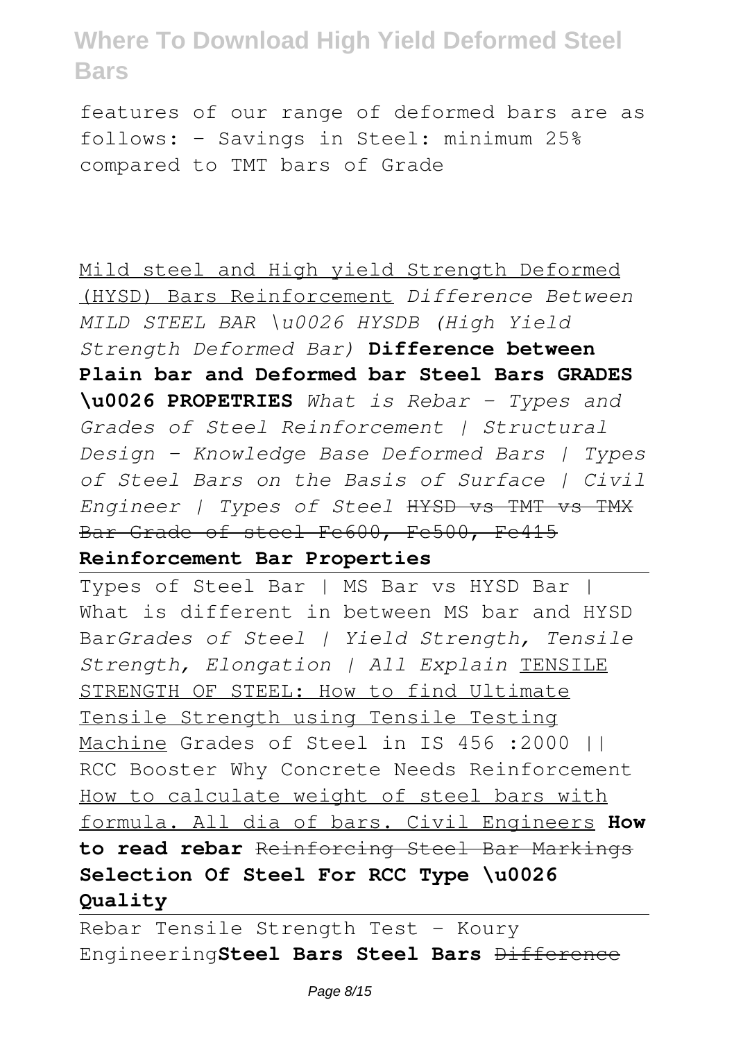features of our range of deformed bars are as follows: - Savings in Steel: minimum 25% compared to TMT bars of Grade

Mild steel and High yield Strength Deformed (HYSD) Bars Reinforcement *Difference Between MILD STEEL BAR \u0026 HYSDB (High Yield Strength Deformed Bar)* **Difference between Plain bar and Deformed bar Steel Bars GRADES \u0026 PROPETRIES** *What is Rebar - Types and Grades of Steel Reinforcement | Structural Design - Knowledge Base Deformed Bars | Types of Steel Bars on the Basis of Surface | Civil Engineer | Types of Steel* ~~HYSD vs TMT vs TMX Bar Grade of steel Fe600, Fe500, Fe415~~

**Reinforcement Bar Properties**

Types of Steel Bar | MS Bar vs HYSD Bar | What is different in between MS bar and HYSD Bar*Grades of Steel | Yield Strength, Tensile Strength, Elongation | All Explain* TENSILE STRENGTH OF STEEL: How to find Ultimate Tensile Strength using Tensile Testing Machine Grades of Steel in IS 456 :2000 || RCC Booster Why Concrete Needs Reinforcement How to calculate weight of steel bars with formula. All dia of bars. Civil Engineers **How to read rebar** ~~Reinforcing Steel Bar Markings~~ **Selection Of Steel For RCC Type \u0026 Quality**

Rebar Tensile Strength Test - Koury Engineering**Steel Bars Steel Bars** ~~Difference~~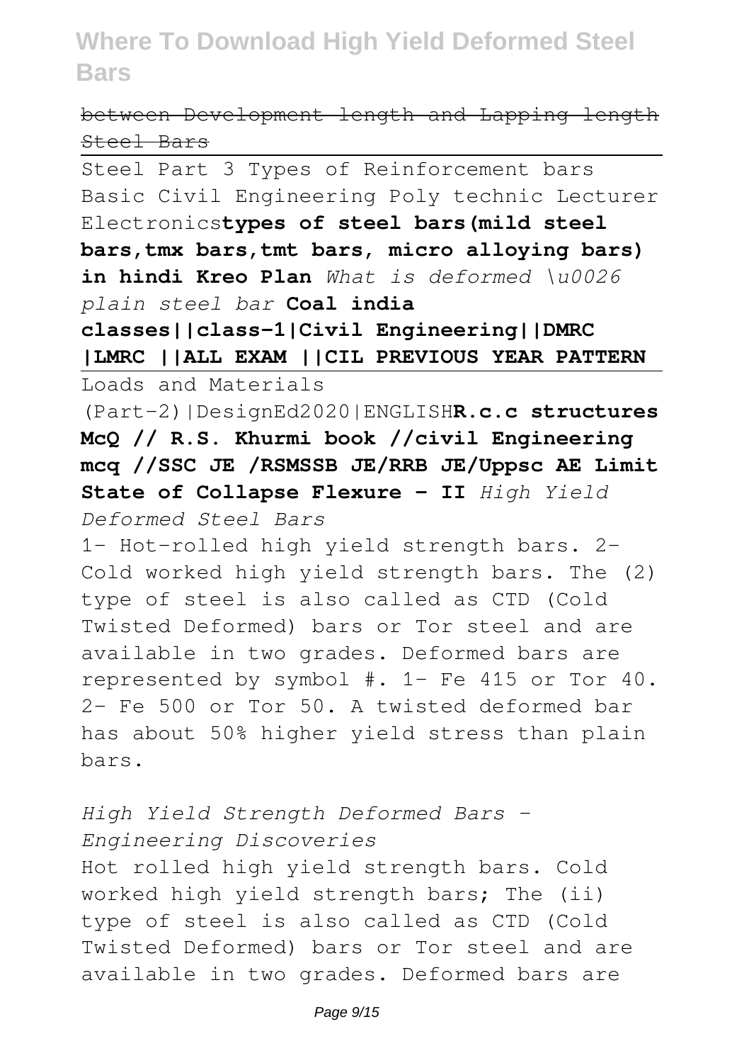~~between Development length and Lapping length Steel Bars~~

Steel Part 3 Types of Reinforcement bars Basic Civil Engineering Poly technic Lecturer Electronics**types of steel bars(mild steel bars,tmx bars,tmt bars, micro alloying bars) in hindi Kreo Plan** *What is deformed \u0026 plain steel bar* **Coal india classes||class-1|Civil Engineering||DMRC |LMRC ||ALL EXAM ||CIL PREVIOUS YEAR PATTERN**

Loads and Materials (Part-2)|DesignEd2020|ENGLISH**R.c.c structures McQ // R.S. Khurmi book //civil Engineering mcq //SSC JE /RSMSSB JE/RRB JE/Uppsc AE Limit State of Collapse Flexure - II** *High Yield Deformed Steel Bars*

1- Hot-rolled high yield strength bars. 2- Cold worked high yield strength bars. The (2) type of steel is also called as CTD (Cold Twisted Deformed) bars or Tor steel and are available in two grades. Deformed bars are represented by symbol #. 1- Fe 415 or Tor 40. 2- Fe 500 or Tor 50. A twisted deformed bar has about 50% higher yield stress than plain bars.

*High Yield Strength Deformed Bars - Engineering Discoveries*

Hot rolled high yield strength bars. Cold worked high yield strength bars; The (ii) type of steel is also called as CTD (Cold Twisted Deformed) bars or Tor steel and are available in two grades. Deformed bars are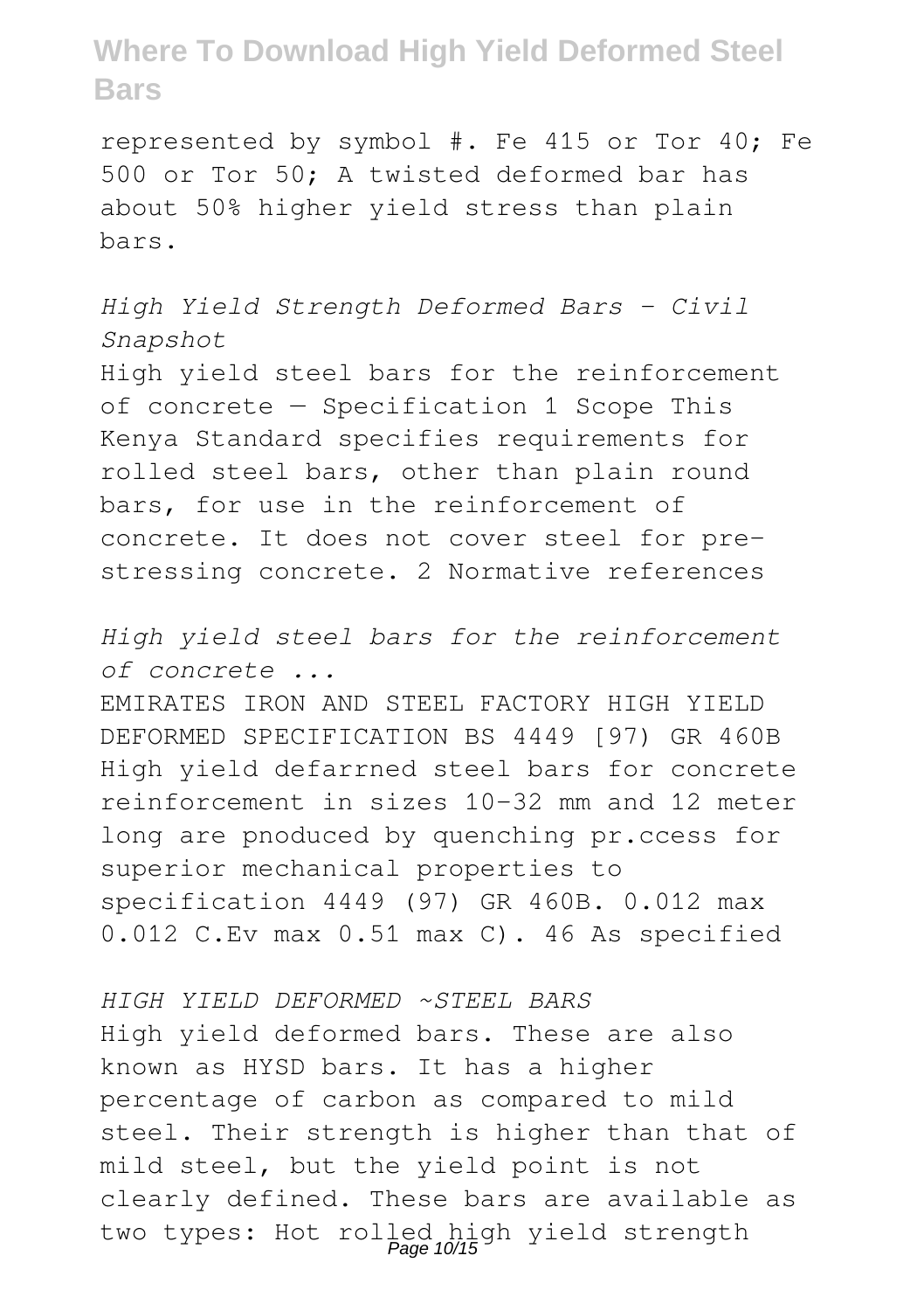represented by symbol #. Fe 415 or Tor 40; Fe 500 or Tor 50; A twisted deformed bar has about 50% higher yield stress than plain bars.

*High Yield Strength Deformed Bars - Civil Snapshot*

High yield steel bars for the reinforcement of concrete — Specification 1 Scope This Kenya Standard specifies requirements for rolled steel bars, other than plain round bars, for use in the reinforcement of concrete. It does not cover steel for pre-stressing concrete. 2 Normative references

*High yield steel bars for the reinforcement of concrete ...*

EMIRATES IRON AND STEEL FACTORY HIGH YIELD DEFORMED SPECIFICATION BS 4449 [97) GR 460B High yield defarrned steel bars for concrete reinforcement in sizes 10-32 mm and 12 meter long are pnoduced by quenching pr.ccess for superior mechanical properties to specification 4449 (97) GR 460B. 0.012 max 0.012 C.Ev max 0.51 max C). 46 As specified

*HIGH YIELD DEFORMED ~STEEL BARS*

High yield deformed bars. These are also known as HYSD bars. It has a higher percentage of carbon as compared to mild steel. Their strength is higher than that of mild steel, but the yield point is not clearly defined. These bars are available as two types: Hot rolled high yield strength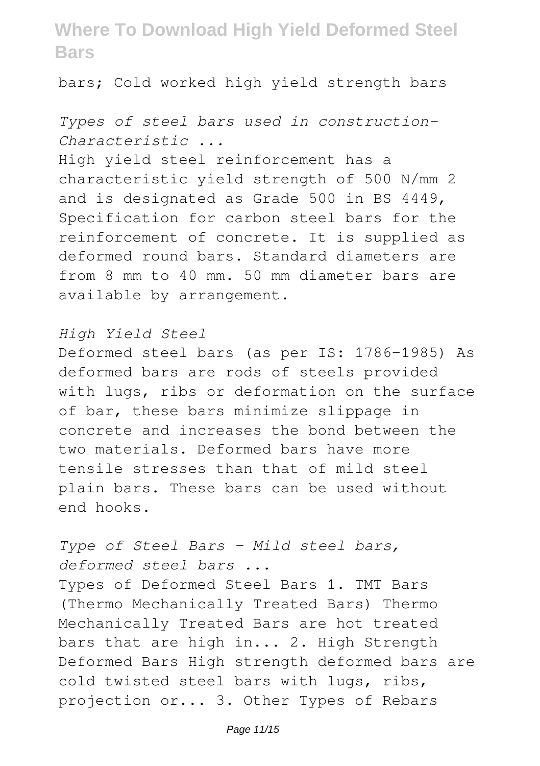bars; Cold worked high yield strength bars

*Types of steel bars used in construction-Characteristic ...*

High yield steel reinforcement has a characteristic yield strength of 500 N/mm 2 and is designated as Grade 500 in BS 4449, Specification for carbon steel bars for the reinforcement of concrete. It is supplied as deformed round bars. Standard diameters are from 8 mm to 40 mm. 50 mm diameter bars are available by arrangement.

*High Yield Steel*

Deformed steel bars (as per IS: 1786-1985) As deformed bars are rods of steels provided with lugs, ribs or deformation on the surface of bar, these bars minimize slippage in concrete and increases the bond between the two materials. Deformed bars have more tensile stresses than that of mild steel plain bars. These bars can be used without end hooks.

*Type of Steel Bars - Mild steel bars, deformed steel bars ...*

Types of Deformed Steel Bars 1. TMT Bars (Thermo Mechanically Treated Bars) Thermo Mechanically Treated Bars are hot treated bars that are high in... 2. High Strength Deformed Bars High strength deformed bars are cold twisted steel bars with lugs, ribs, projection or... 3. Other Types of Rebars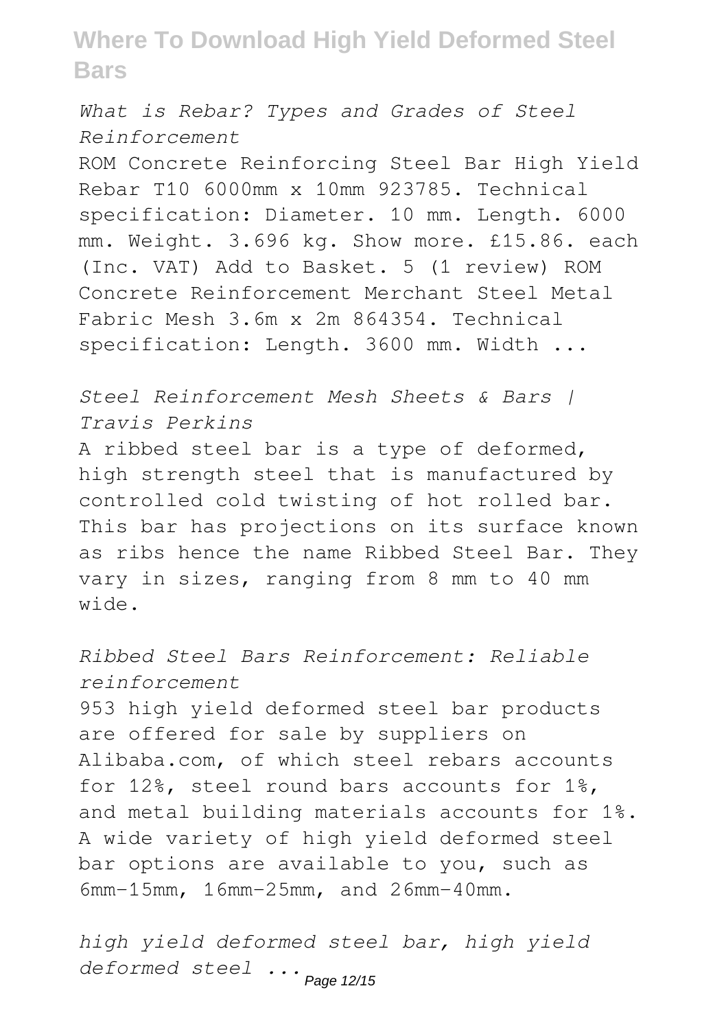*What is Rebar? Types and Grades of Steel Reinforcement*

ROM Concrete Reinforcing Steel Bar High Yield Rebar T10 6000mm x 10mm 923785. Technical specification: Diameter. 10 mm. Length. 6000 mm. Weight. 3.696 kg. Show more. £15.86. each (Inc. VAT) Add to Basket. 5 (1 review) ROM Concrete Reinforcement Merchant Steel Metal Fabric Mesh 3.6m x 2m 864354. Technical specification: Length. 3600 mm. Width ...

*Steel Reinforcement Mesh Sheets & Bars | Travis Perkins*

A ribbed steel bar is a type of deformed, high strength steel that is manufactured by controlled cold twisting of hot rolled bar. This bar has projections on its surface known as ribs hence the name Ribbed Steel Bar. They vary in sizes, ranging from 8 mm to 40 mm wide.

*Ribbed Steel Bars Reinforcement: Reliable reinforcement*

953 high yield deformed steel bar products are offered for sale by suppliers on Alibaba.com, of which steel rebars accounts for 12%, steel round bars accounts for 1%, and metal building materials accounts for 1%. A wide variety of high yield deformed steel bar options are available to you, such as 6mm-15mm, 16mm-25mm, and 26mm-40mm.

*high yield deformed steel bar, high yield deformed steel ...*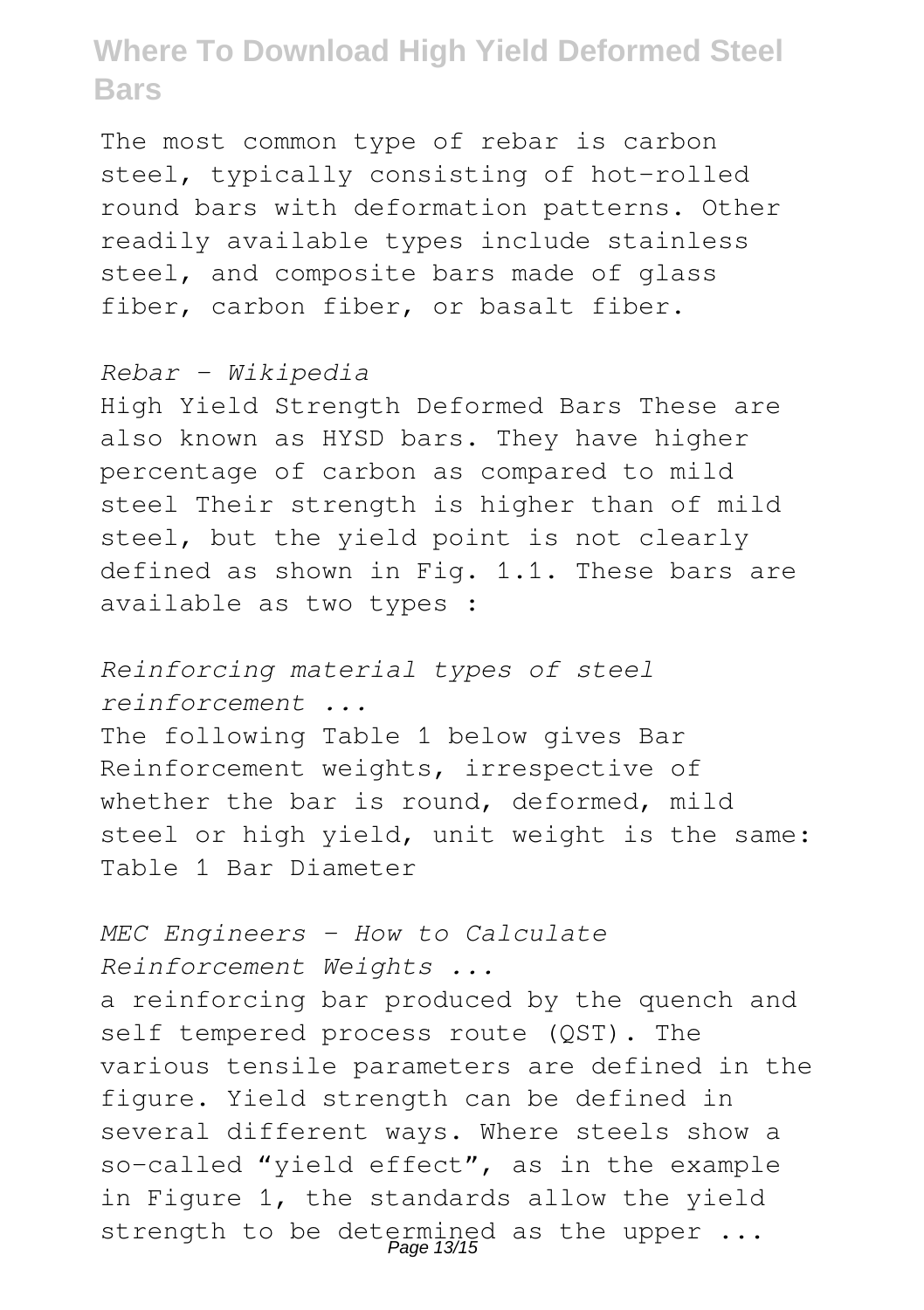The most common type of rebar is carbon steel, typically consisting of hot-rolled round bars with deformation patterns. Other readily available types include stainless steel, and composite bars made of glass fiber, carbon fiber, or basalt fiber.

*Rebar - Wikipedia*

High Yield Strength Deformed Bars These are also known as HYSD bars. They have higher percentage of carbon as compared to mild steel Their strength is higher than of mild steel, but the yield point is not clearly defined as shown in Fig. 1.1. These bars are available as two types :

*Reinforcing material types of steel reinforcement ...*

The following Table 1 below gives Bar Reinforcement weights, irrespective of whether the bar is round, deformed, mild steel or high yield, unit weight is the same: Table 1 Bar Diameter

*MEC Engineers - How to Calculate Reinforcement Weights ...*

a reinforcing bar produced by the quench and self tempered process route (QST). The various tensile parameters are defined in the figure. Yield strength can be defined in several different ways. Where steels show a so-called "yield effect", as in the example in Figure 1, the standards allow the yield strength to be determined as the upper ...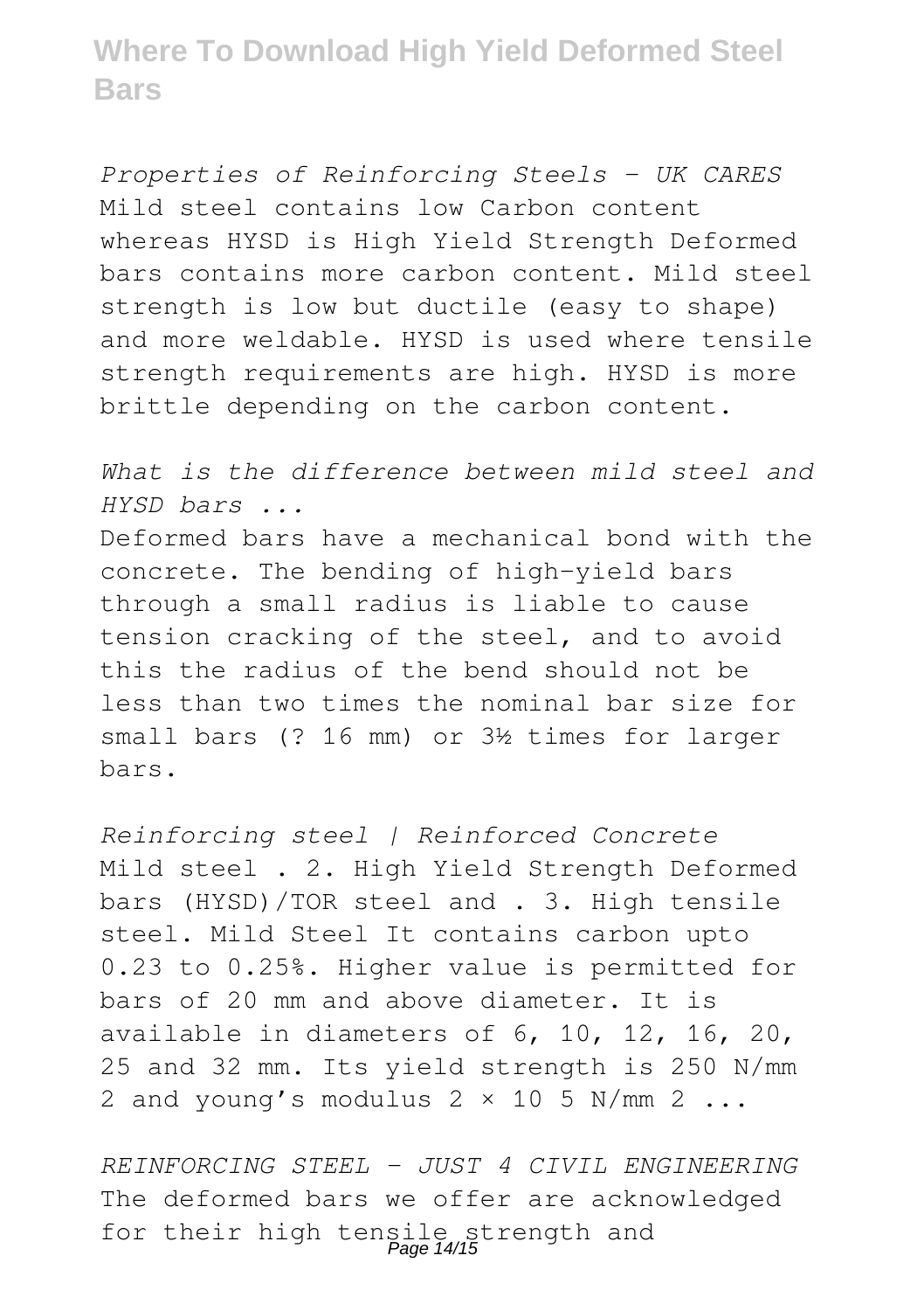*Properties of Reinforcing Steels - UK CARES*
Mild steel contains low Carbon content whereas HYSD is High Yield Strength Deformed bars contains more carbon content. Mild steel strength is low but ductile (easy to shape) and more weldable. HYSD is used where tensile strength requirements are high. HYSD is more brittle depending on the carbon content.

*What is the difference between mild steel and HYSD bars ...*
Deformed bars have a mechanical bond with the concrete. The bending of high-yield bars through a small radius is liable to cause tension cracking of the steel, and to avoid this the radius of the bend should not be less than two times the nominal bar size for small bars (? 16 mm) or 3½ times for larger bars.

*Reinforcing steel | Reinforced Concrete*
Mild steel . 2. High Yield Strength Deformed bars (HYSD)/TOR steel and . 3. High tensile steel. Mild Steel It contains carbon upto 0.23 to 0.25%. Higher value is permitted for bars of 20 mm and above diameter. It is available in diameters of 6, 10, 12, 16, 20, 25 and 32 mm. Its yield strength is 250 $N/mm^2$ and young's modulus $2 \times 10^5$ $N/mm^2$ ...

*REINFORCING STEEL - JUST 4 CIVIL ENGINEERING*
The deformed bars we offer are acknowledged for their high tensile strength and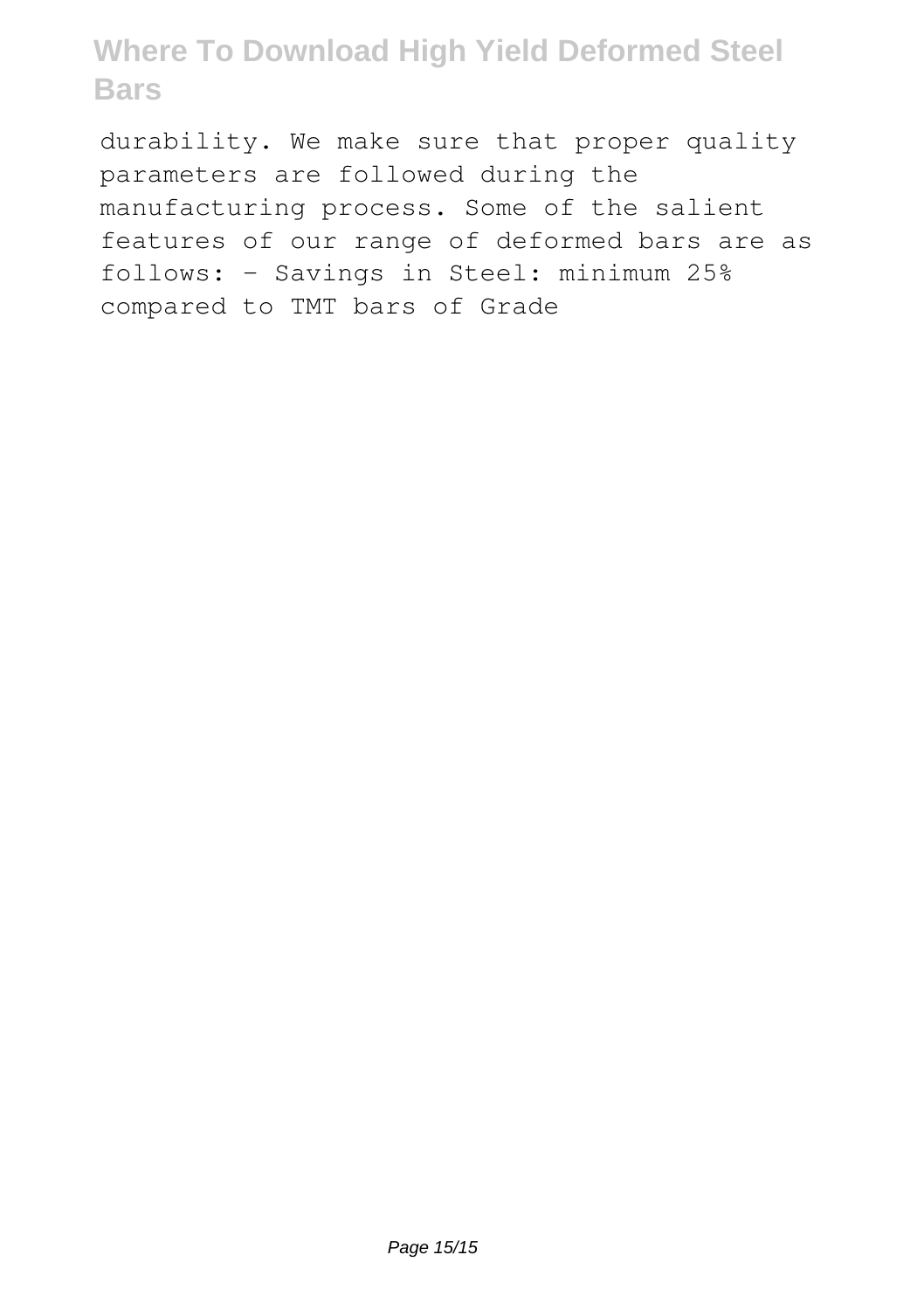durability. We make sure that proper quality parameters are followed during the manufacturing process. Some of the salient features of our range of deformed bars are as follows: - Savings in Steel: minimum 25% compared to TMT bars of Grade